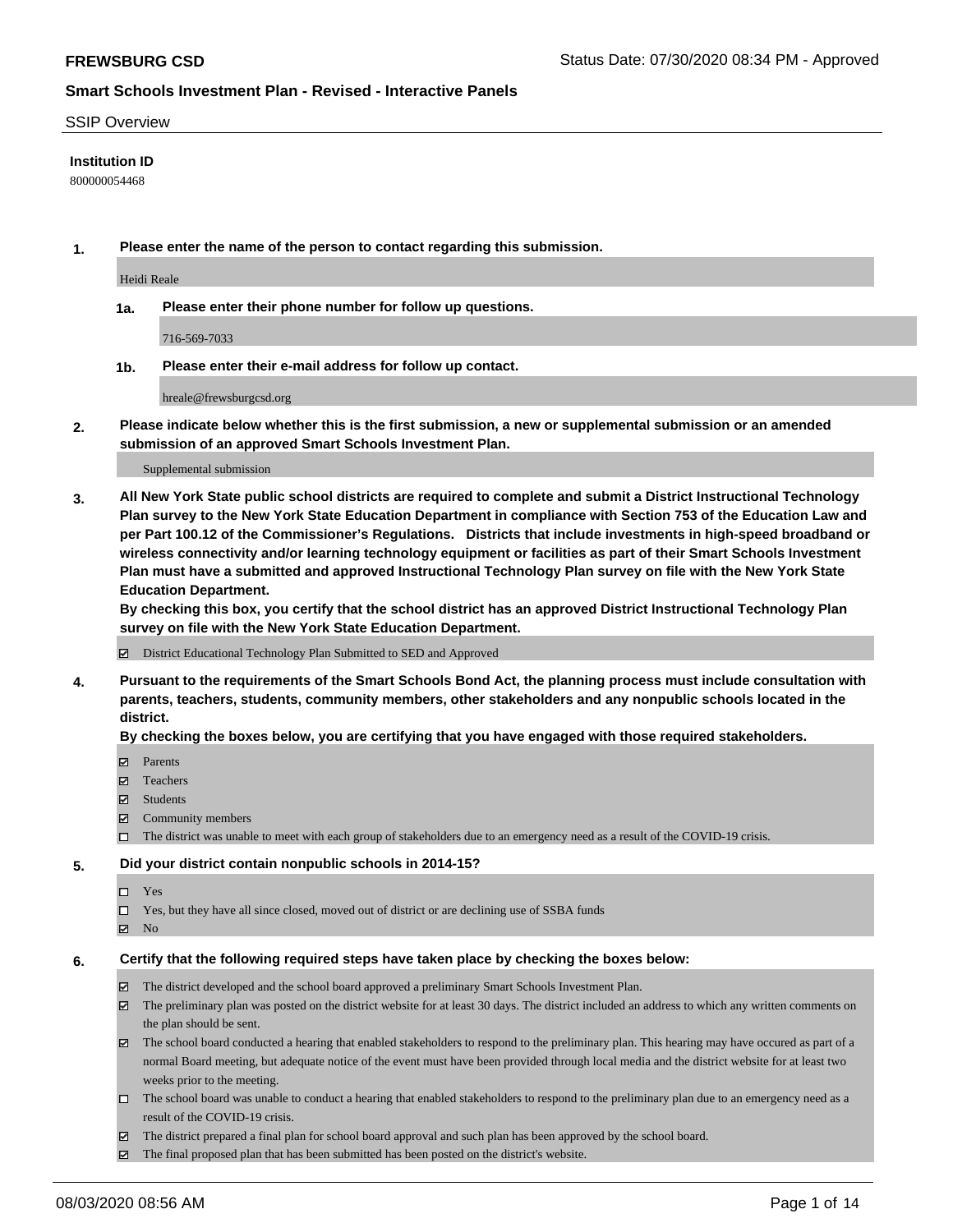**FREWSBURG CSD** Status Date: 07/30/2020 08:34 PM - Approved

**Smart Schools Investment Plan - Revised - Interactive Panels**

SSIP Overview

**Institution ID**

800000054468

**1. Please enter the name of the person to contact regarding this submission.**

Heidi Reale

**1a. Please enter their phone number for follow up questions.**

716-569-7033

**1b. Please enter their e-mail address for follow up contact.**

hreale@frewsburgcsd.org

**2. Please indicate below whether this is the first submission, a new or supplemental submission or an amended submission of an approved Smart Schools Investment Plan.**

Supplemental submission

**3. All New York State public school districts are required to complete and submit a District Instructional Technology Plan survey to the New York State Education Department in compliance with Section 753 of the Education Law and per Part 100.12 of the Commissioner's Regulations. Districts that include investments in high-speed broadband or wireless connectivity and/or learning technology equipment or facilities as part of their Smart Schools Investment Plan must have a submitted and approved Instructional Technology Plan survey on file with the New York State Education Department.**
**By checking this box, you certify that the school district has an approved District Instructional Technology Plan survey on file with the New York State Education Department.**

- ☑ District Educational Technology Plan Submitted to SED and Approved

**4. Pursuant to the requirements of the Smart Schools Bond Act, the planning process must include consultation with parents, teachers, students, community members, other stakeholders and any nonpublic schools located in the district.**
**By checking the boxes below, you are certifying that you have engaged with those required stakeholders.**

- ☑ Parents
- ☑ Teachers
- ☑ Students
- ☑ Community members
- ☐ The district was unable to meet with each group of stakeholders due to an emergency need as a result of the COVID-19 crisis.

**5. Did your district contain nonpublic schools in 2014-15?**

- ☐ Yes
- ☐ Yes, but they have all since closed, moved out of district or are declining use of SSBA funds
- ☑ No

**6. Certify that the following required steps have taken place by checking the boxes below:**

- ☑ The district developed and the school board approved a preliminary Smart Schools Investment Plan.
- ☑ The preliminary plan was posted on the district website for at least 30 days. The district included an address to which any written comments on the plan should be sent.
- ☑ The school board conducted a hearing that enabled stakeholders to respond to the preliminary plan. This hearing may have occured as part of a normal Board meeting, but adequate notice of the event must have been provided through local media and the district website for at least two weeks prior to the meeting.
- ☐ The school board was unable to conduct a hearing that enabled stakeholders to respond to the preliminary plan due to an emergency need as a result of the COVID-19 crisis.
- ☑ The district prepared a final plan for school board approval and such plan has been approved by the school board.
- ☑ The final proposed plan that has been submitted has been posted on the district's website.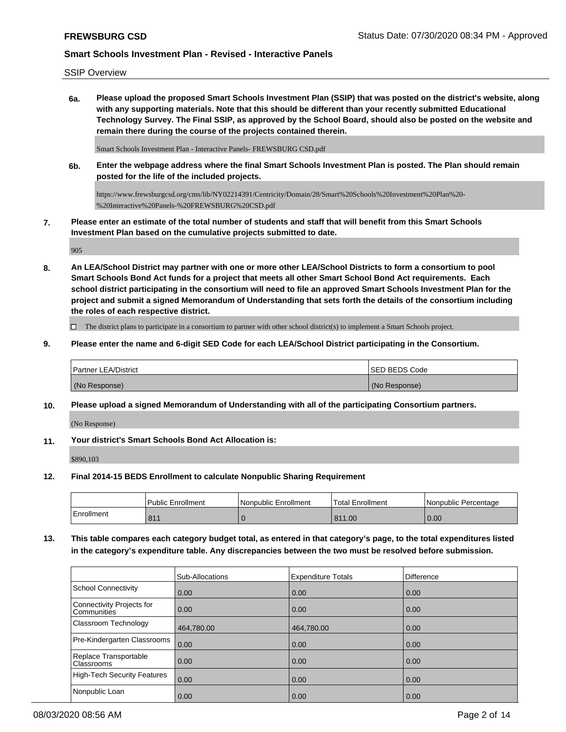SSIP Overview

**6a. Please upload the proposed Smart Schools Investment Plan (SSIP) that was posted on the district's website, along with any supporting materials. Note that this should be different than your recently submitted Educational Technology Survey. The Final SSIP, as approved by the School Board, should also be posted on the website and remain there during the course of the projects contained therein.**

Smart Schools Investment Plan - Interactive Panels- FREWSBURG CSD.pdf

**6b. Enter the webpage address where the final Smart Schools Investment Plan is posted. The Plan should remain posted for the life of the included projects.**

https://www.frewsburgcsd.org/cms/lib/NY02214391/Centricity/Domain/28/Smart%20Schools%20Investment%20Plan%20-%20Interactive%20Panels-%20FREWSBURG%20CSD.pdf

**7. Please enter an estimate of the total number of students and staff that will benefit from this Smart Schools Investment Plan based on the cumulative projects submitted to date.**

905

**8. An LEA/School District may partner with one or more other LEA/School Districts to form a consortium to pool Smart Schools Bond Act funds for a project that meets all other Smart School Bond Act requirements. Each school district participating in the consortium will need to file an approved Smart Schools Investment Plan for the project and submit a signed Memorandum of Understanding that sets forth the details of the consortium including the roles of each respective district.**

☐ The district plans to participate in a consortium to partner with other school district(s) to implement a Smart Schools project.

**9. Please enter the name and 6-digit SED Code for each LEA/School District participating in the Consortium.**

| Partner LEA/District | SED BEDS Code |
|---|---|
| (No Response) | (No Response) |

**10. Please upload a signed Memorandum of Understanding with all of the participating Consortium partners.**

(No Response)

**11. Your district's Smart Schools Bond Act Allocation is:**

$890,103

**12. Final 2014-15 BEDS Enrollment to calculate Nonpublic Sharing Requirement**

| | Public Enrollment | Nonpublic Enrollment | Total Enrollment | Nonpublic Percentage |
|---|---|---|---|---|
| Enrollment | 811 | 0 | 811.00 | 0.00 |

**13. This table compares each category budget total, as entered in that category's page, to the total expenditures listed in the category's expenditure table. Any discrepancies between the two must be resolved before submission.**

| | Sub-Allocations | Expenditure Totals | Difference |
|---|---|---|---|
| School Connectivity | 0.00 | 0.00 | 0.00 |
| Connectivity Projects for Communities | 0.00 | 0.00 | 0.00 |
| Classroom Technology | 464,780.00 | 464,780.00 | 0.00 |
| Pre-Kindergarten Classrooms | 0.00 | 0.00 | 0.00 |
| Replace Transportable Classrooms | 0.00 | 0.00 | 0.00 |
| High-Tech Security Features | 0.00 | 0.00 | 0.00 |
| Nonpublic Loan | 0.00 | 0.00 | 0.00 |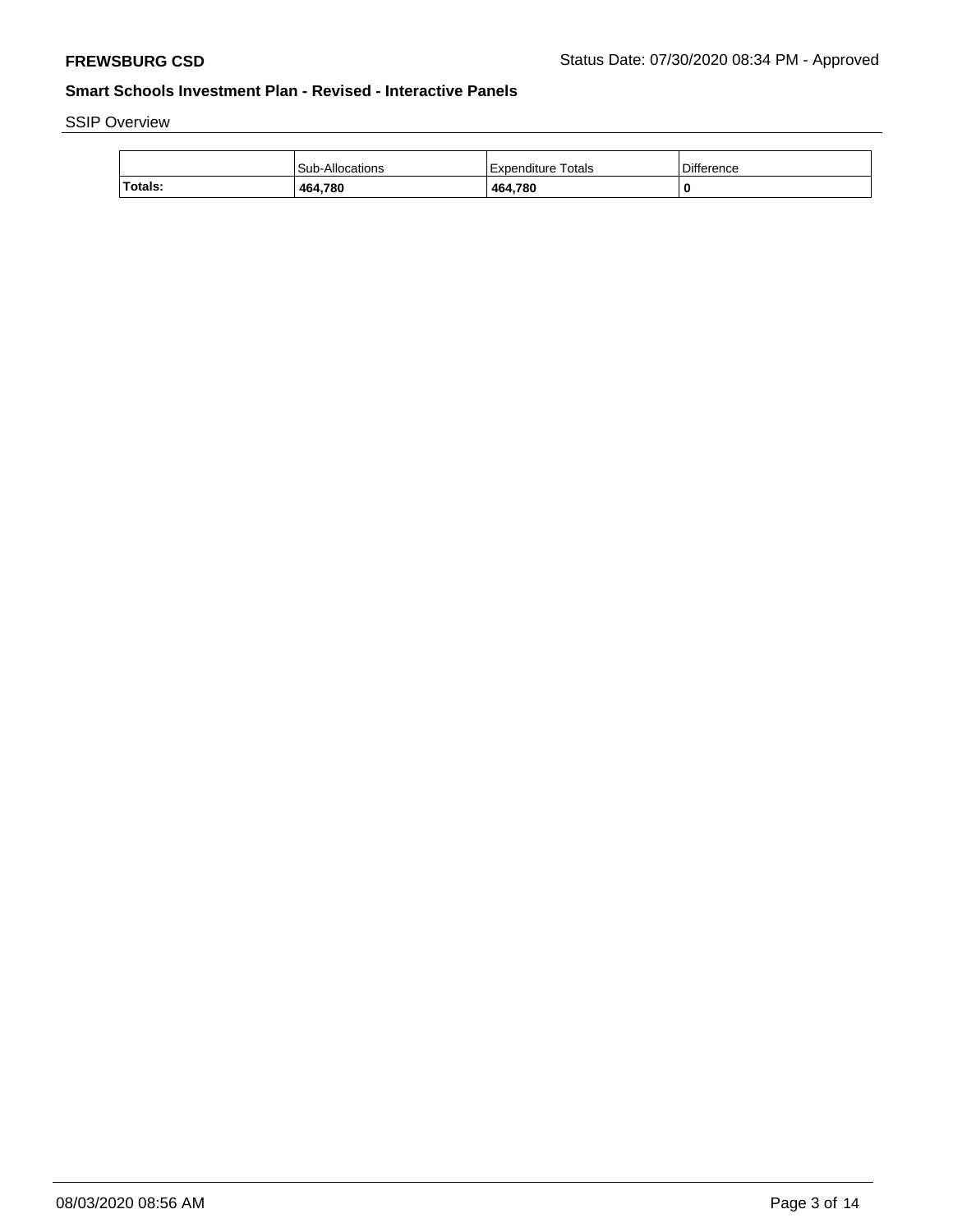SSIP Overview

| | Sub-Allocations | Expenditure Totals | Difference |
|---|---|---|---|
| **Totals:** | **464,780** | **464,780** | **0** |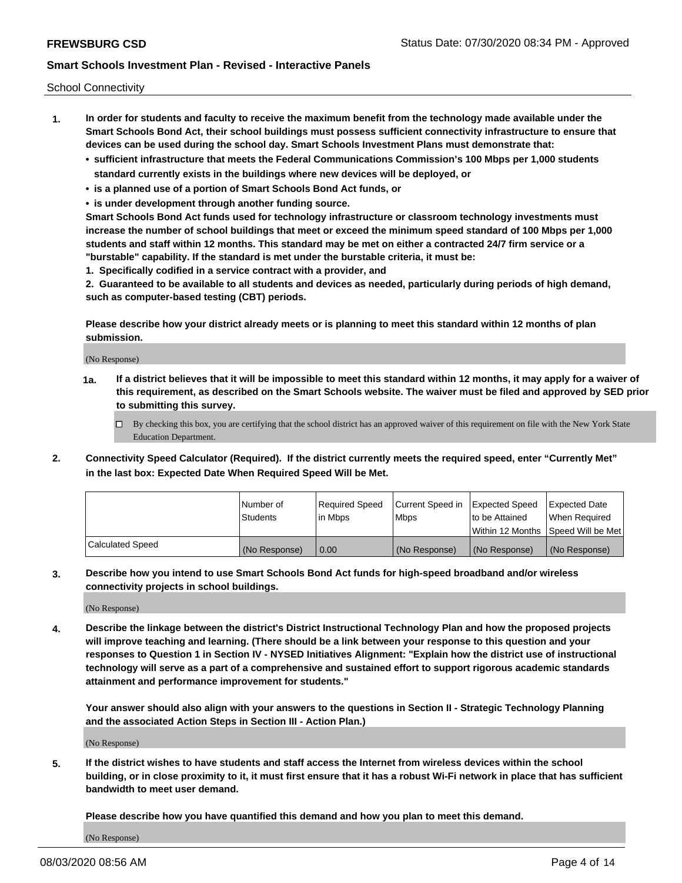School Connectivity

1. **In order for students and faculty to receive the maximum benefit from the technology made available under the Smart Schools Bond Act, their school buildings must possess sufficient connectivity infrastructure to ensure that devices can be used during the school day. Smart Schools Investment Plans must demonstrate that:**
   - **sufficient infrastructure that meets the Federal Communications Commission's 100 Mbps per 1,000 students standard currently exists in the buildings where new devices will be deployed, or**
   - **is a planned use of a portion of Smart Schools Bond Act funds, or**
   - **is under development through another funding source.**

   **Smart Schools Bond Act funds used for technology infrastructure or classroom technology investments must increase the number of school buildings that meet or exceed the minimum speed standard of 100 Mbps per 1,000 students and staff within 12 months. This standard may be met on either a contracted 24/7 firm service or a "burstable" capability. If the standard is met under the burstable criteria, it must be:**

   **1. Specifically codified in a service contract with a provider, and**

   **2. Guaranteed to be available to all students and devices as needed, particularly during periods of high demand, such as computer-based testing (CBT) periods.**

   **Please describe how your district already meets or is planning to meet this standard within 12 months of plan submission.**

   (No Response)

   **1a. If a district believes that it will be impossible to meet this standard within 12 months, it may apply for a waiver of this requirement, as described on the Smart Schools website. The waiver must be filed and approved by SED prior to submitting this survey.**

   ☐ By checking this box, you are certifying that the school district has an approved waiver of this requirement on file with the New York State Education Department.

2. **Connectivity Speed Calculator (Required). If the district currently meets the required speed, enter "Currently Met" in the last box: Expected Date When Required Speed Will be Met.**

| | Number of Students | Required Speed in Mbps | Current Speed in Mbps | Expected Speed to be Attained Within 12 Months | Expected Date When Required Speed Will be Met |
|---|---|---|---|---|---|
| Calculated Speed | (No Response) | 0.00 | (No Response) | (No Response) | (No Response) |

3. **Describe how you intend to use Smart Schools Bond Act funds for high-speed broadband and/or wireless connectivity projects in school buildings.**

   (No Response)

4. **Describe the linkage between the district's District Instructional Technology Plan and how the proposed projects will improve teaching and learning. (There should be a link between your response to this question and your responses to Question 1 in Section IV - NYSED Initiatives Alignment: "Explain how the district use of instructional technology will serve as a part of a comprehensive and sustained effort to support rigorous academic standards attainment and performance improvement for students."**

   **Your answer should also align with your answers to the questions in Section II - Strategic Technology Planning and the associated Action Steps in Section III - Action Plan.)**

   (No Response)

5. **If the district wishes to have students and staff access the Internet from wireless devices within the school building, or in close proximity to it, it must first ensure that it has a robust Wi-Fi network in place that has sufficient bandwidth to meet user demand.**

   **Please describe how you have quantified this demand and how you plan to meet this demand.**

   (No Response)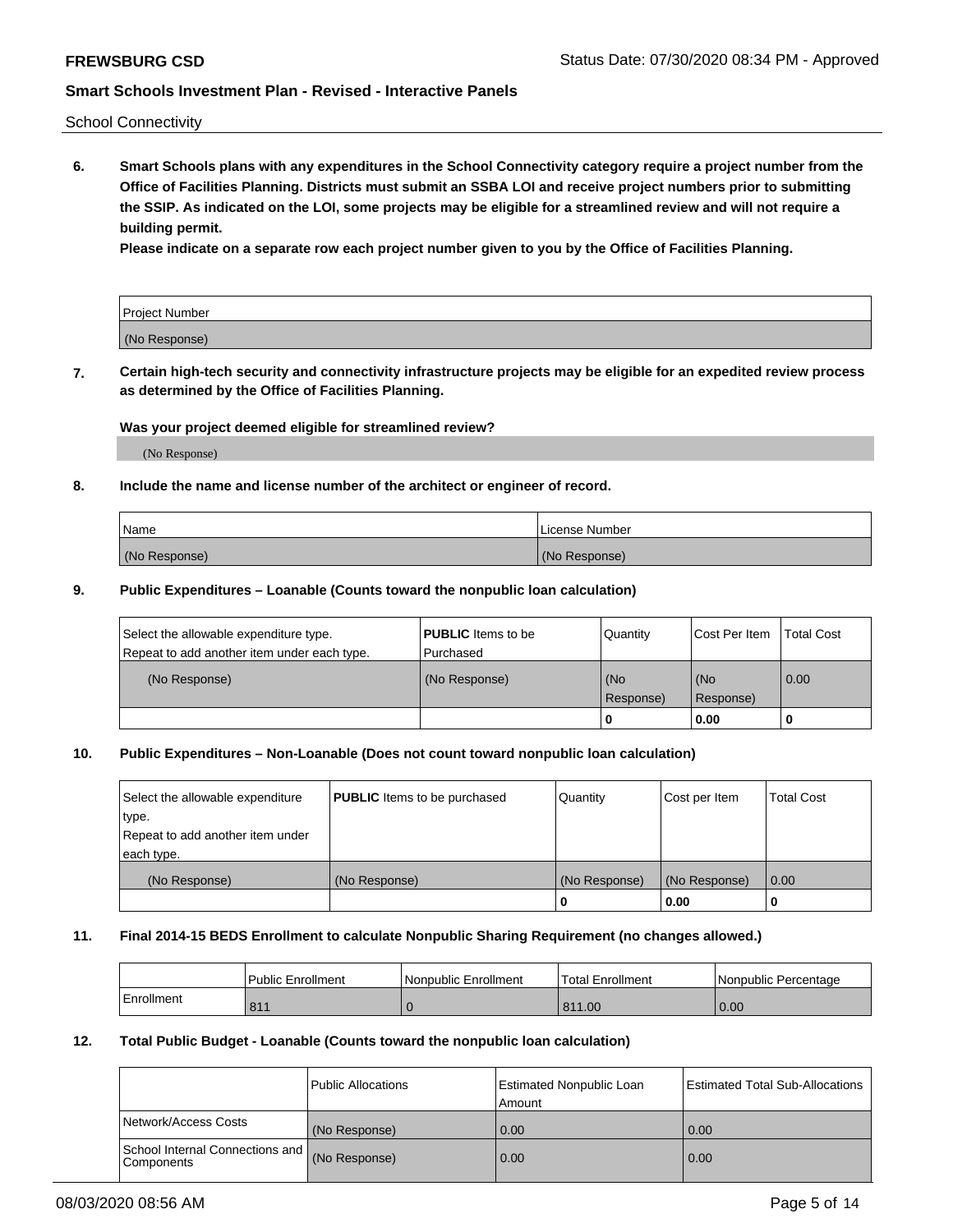School Connectivity

**6. Smart Schools plans with any expenditures in the School Connectivity category require a project number from the Office of Facilities Planning. Districts must submit an SSBA LOI and receive project numbers prior to submitting the SSIP. As indicated on the LOI, some projects may be eligible for a streamlined review and will not require a building permit.**

**Please indicate on a separate row each project number given to you by the Office of Facilities Planning.**

| Project Number |
| --- |
| (No Response) |

**7. Certain high-tech security and connectivity infrastructure projects may be eligible for an expedited review process as determined by the Office of Facilities Planning.**

**Was your project deemed eligible for streamlined review?**

(No Response)

**8. Include the name and license number of the architect or engineer of record.**

| Name | License Number |
| --- | --- |
| (No Response) | (No Response) |

**9. Public Expenditures – Loanable (Counts toward the nonpublic loan calculation)**

| Select the allowable expenditure type. Repeat to add another item under each type. | **PUBLIC** Items to be Purchased | Quantity | Cost Per Item | Total Cost |
| --- | --- | --- | --- | --- |
| (No Response) | (No Response) | (No Response) | (No Response) | 0.00 |
| | | 0 | 0.00 | 0 |

**10. Public Expenditures – Non-Loanable (Does not count toward nonpublic loan calculation)**

| Select the allowable expenditure type. Repeat to add another item under each type. | **PUBLIC** Items to be purchased | Quantity | Cost per Item | Total Cost |
| --- | --- | --- | --- | --- |
| (No Response) | (No Response) | (No Response) | (No Response) | 0.00 |
| | | 0 | 0.00 | 0 |

**11. Final 2014-15 BEDS Enrollment to calculate Nonpublic Sharing Requirement (no changes allowed.)**

| | Public Enrollment | Nonpublic Enrollment | Total Enrollment | Nonpublic Percentage |
| --- | --- | --- | --- | --- |
| Enrollment | 811 | 0 | 811.00 | 0.00 |

**12. Total Public Budget - Loanable (Counts toward the nonpublic loan calculation)**

| | Public Allocations | Estimated Nonpublic Loan Amount | Estimated Total Sub-Allocations |
| --- | --- | --- | --- |
| Network/Access Costs | (No Response) | 0.00 | 0.00 |
| School Internal Connections and Components | (No Response) | 0.00 | 0.00 |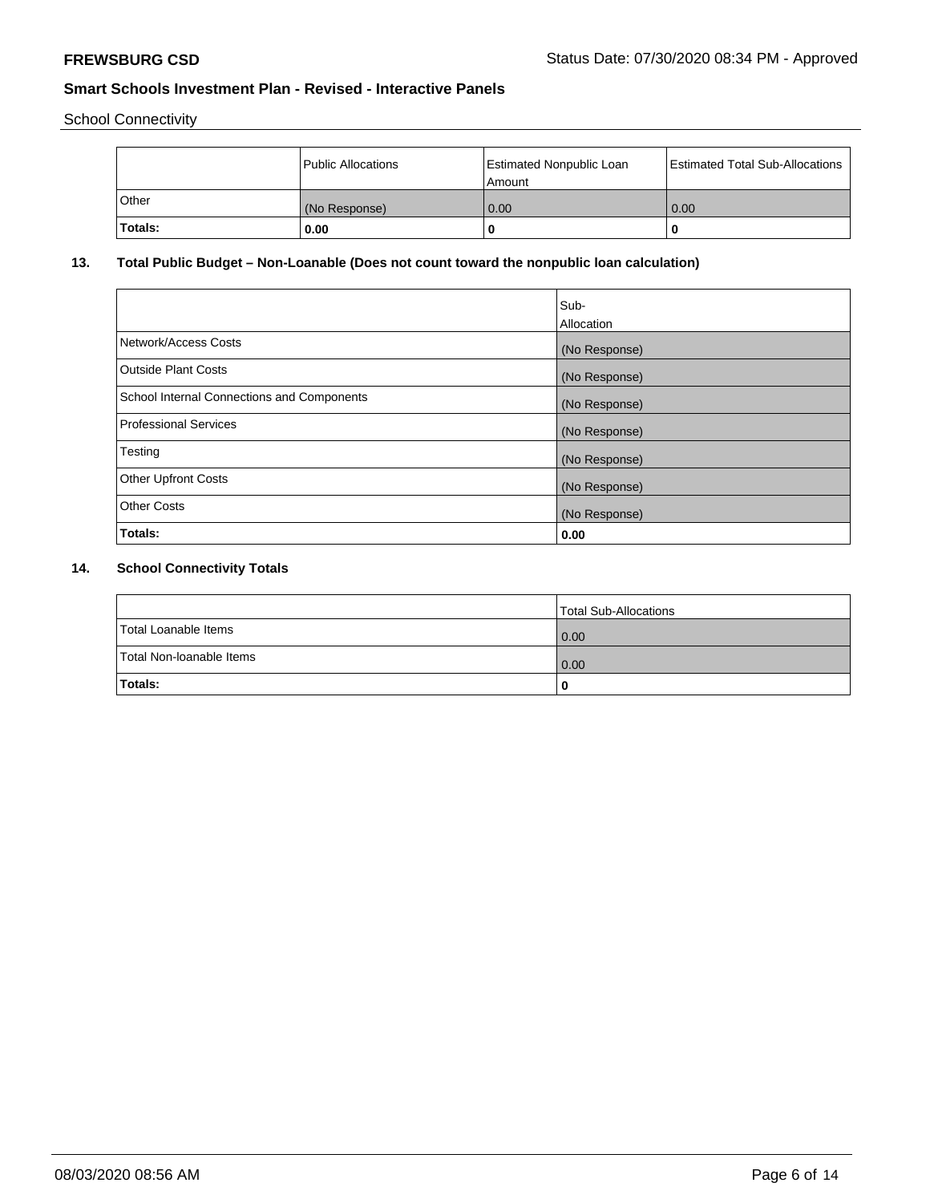School Connectivity

| | Public Allocations | Estimated Nonpublic Loan Amount | Estimated Total Sub-Allocations |
|---|---|---|---|
| Other | (No Response) | 0.00 | 0.00 |
| **Totals:** | **0.00** | **0** | **0** |

## 13. Total Public Budget – Non-Loanable (Does not count toward the nonpublic loan calculation)

| | Sub-Allocation |
|---|---|
| Network/Access Costs | (No Response) |
| Outside Plant Costs | (No Response) |
| School Internal Connections and Components | (No Response) |
| Professional Services | (No Response) |
| Testing | (No Response) |
| Other Upfront Costs | (No Response) |
| Other Costs | (No Response) |
| **Totals:** | **0.00** |

## 14. School Connectivity Totals

| | Total Sub-Allocations |
|---|---|
| Total Loanable Items | 0.00 |
| Total Non-loanable Items | 0.00 |
| **Totals:** | **0** |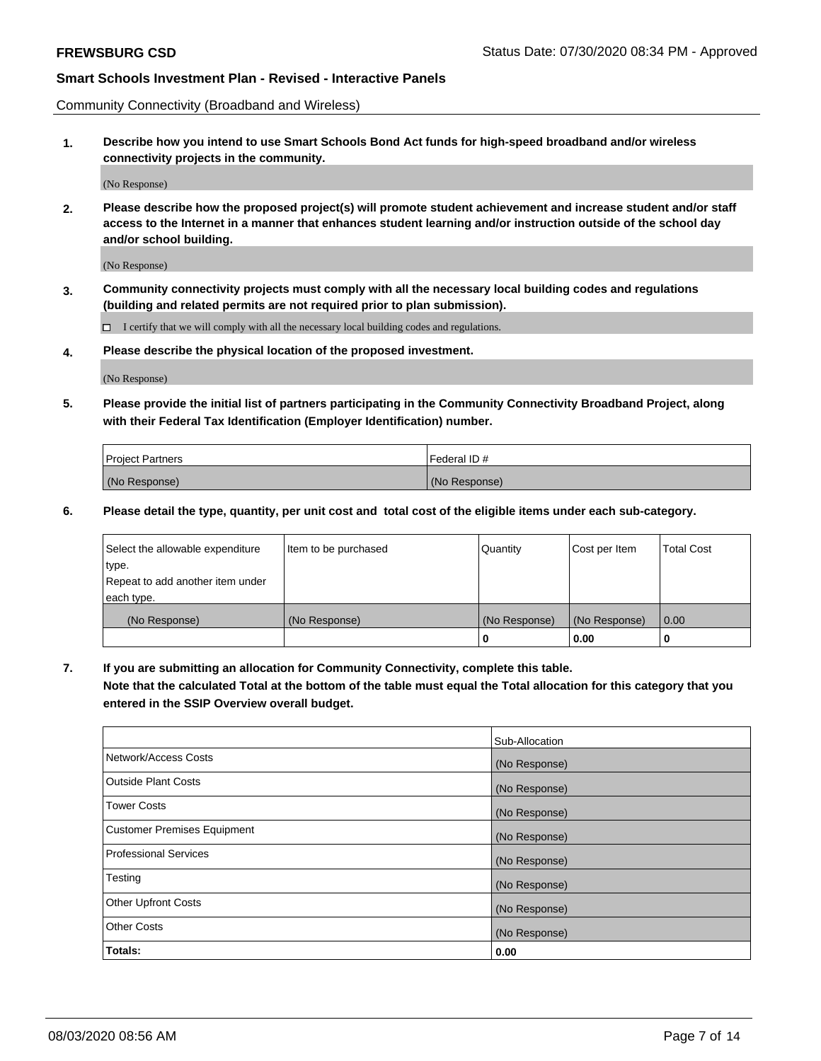Community Connectivity (Broadband and Wireless)

**1. Describe how you intend to use Smart Schools Bond Act funds for high-speed broadband and/or wireless connectivity projects in the community.**

(No Response)

**2. Please describe how the proposed project(s) will promote student achievement and increase student and/or staff access to the Internet in a manner that enhances student learning and/or instruction outside of the school day and/or school building.**

(No Response)

**3. Community connectivity projects must comply with all the necessary local building codes and regulations (building and related permits are not required prior to plan submission).**

☐ I certify that we will comply with all the necessary local building codes and regulations.

**4. Please describe the physical location of the proposed investment.**

(No Response)

**5. Please provide the initial list of partners participating in the Community Connectivity Broadband Project, along with their Federal Tax Identification (Employer Identification) number.**

| Project Partners | Federal ID # |
|---|---|
| (No Response) | (No Response) |

**6. Please detail the type, quantity, per unit cost and total cost of the eligible items under each sub-category.**

| Select the allowable expenditure type. Repeat to add another item under each type. | Item to be purchased | Quantity | Cost per Item | Total Cost |
|---|---|---|---|---|
| (No Response) | (No Response) | (No Response) | (No Response) | 0.00 |
| | | 0 | 0.00 | 0 |

**7. If you are submitting an allocation for Community Connectivity, complete this table. Note that the calculated Total at the bottom of the table must equal the Total allocation for this category that you entered in the SSIP Overview overall budget.**

| | Sub-Allocation |
|---|---|
| Network/Access Costs | (No Response) |
| Outside Plant Costs | (No Response) |
| Tower Costs | (No Response) |
| Customer Premises Equipment | (No Response) |
| Professional Services | (No Response) |
| Testing | (No Response) |
| Other Upfront Costs | (No Response) |
| Other Costs | (No Response) |
| **Totals:** | **0.00** |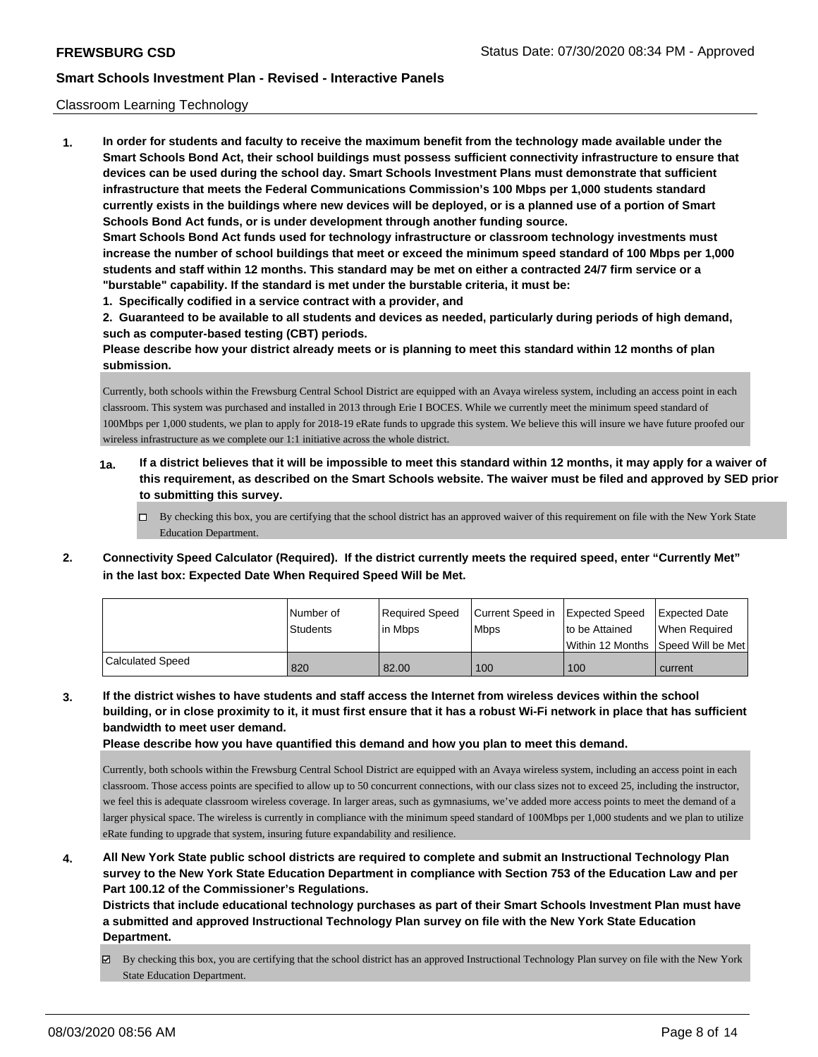Classroom Learning Technology

**1. In order for students and faculty to receive the maximum benefit from the technology made available under the Smart Schools Bond Act, their school buildings must possess sufficient connectivity infrastructure to ensure that devices can be used during the school day. Smart Schools Investment Plans must demonstrate that sufficient infrastructure that meets the Federal Communications Commission's 100 Mbps per 1,000 students standard currently exists in the buildings where new devices will be deployed, or is a planned use of a portion of Smart Schools Bond Act funds, or is under development through another funding source.**

**Smart Schools Bond Act funds used for technology infrastructure or classroom technology investments must increase the number of school buildings that meet or exceed the minimum speed standard of 100 Mbps per 1,000 students and staff within 12 months. This standard may be met on either a contracted 24/7 firm service or a "burstable" capability. If the standard is met under the burstable criteria, it must be:**

**1. Specifically codified in a service contract with a provider, and**

**2. Guaranteed to be available to all students and devices as needed, particularly during periods of high demand, such as computer-based testing (CBT) periods.**

**Please describe how your district already meets or is planning to meet this standard within 12 months of plan submission.**

Currently, both schools within the Frewsburg Central School District are equipped with an Avaya wireless system, including an access point in each classroom. This system was purchased and installed in 2013 through Erie I BOCES. While we currently meet the minimum speed standard of 100Mbps per 1,000 students, we plan to apply for 2018-19 eRate funds to upgrade this system. We believe this will insure we have future proofed our wireless infrastructure as we complete our 1:1 initiative across the whole district.

**1a. If a district believes that it will be impossible to meet this standard within 12 months, it may apply for a waiver of this requirement, as described on the Smart Schools website. The waiver must be filed and approved by SED prior to submitting this survey.**

☐ By checking this box, you are certifying that the school district has an approved waiver of this requirement on file with the New York State Education Department.

**2. Connectivity Speed Calculator (Required). If the district currently meets the required speed, enter "Currently Met" in the last box: Expected Date When Required Speed Will be Met.**

| | Number of Students | Required Speed in Mbps | Current Speed in Mbps | Expected Speed to be Attained Within 12 Months | Expected Date When Required Speed Will be Met |
|---|---|---|---|---|---|
| Calculated Speed | 820 | 82.00 | 100 | 100 | current |

**3. If the district wishes to have students and staff access the Internet from wireless devices within the school building, or in close proximity to it, it must first ensure that it has a robust Wi-Fi network in place that has sufficient bandwidth to meet user demand.**

**Please describe how you have quantified this demand and how you plan to meet this demand.**

Currently, both schools within the Frewsburg Central School District are equipped with an Avaya wireless system, including an access point in each classroom. Those access points are specified to allow up to 50 concurrent connections, with our class sizes not to exceed 25, including the instructor, we feel this is adequate classroom wireless coverage. In larger areas, such as gymnasiums, we've added more access points to meet the demand of a larger physical space. The wireless is currently in compliance with the minimum speed standard of 100Mbps per 1,000 students and we plan to utilize eRate funding to upgrade that system, insuring future expandability and resilience.

**4. All New York State public school districts are required to complete and submit an Instructional Technology Plan survey to the New York State Education Department in compliance with Section 753 of the Education Law and per Part 100.12 of the Commissioner's Regulations.**

**Districts that include educational technology purchases as part of their Smart Schools Investment Plan must have a submitted and approved Instructional Technology Plan survey on file with the New York State Education Department.**

☑ By checking this box, you are certifying that the school district has an approved Instructional Technology Plan survey on file with the New York State Education Department.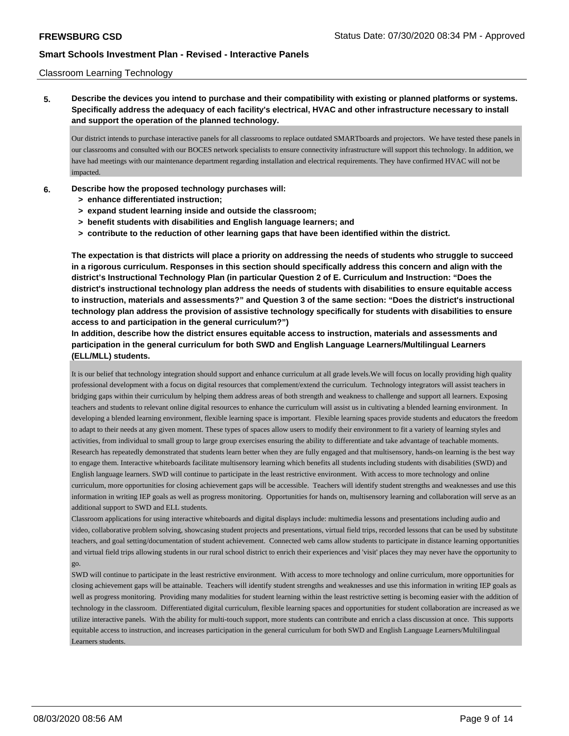Classroom Learning Technology

**5. Describe the devices you intend to purchase and their compatibility with existing or planned platforms or systems. Specifically address the adequacy of each facility's electrical, HVAC and other infrastructure necessary to install and support the operation of the planned technology.**

Our district intends to purchase interactive panels for all classrooms to replace outdated SMARTboards and projectors. We have tested these panels in our classrooms and consulted with our BOCES network specialists to ensure connectivity infrastructure will support this technology. In addition, we have had meetings with our maintenance department regarding installation and electrical requirements. They have confirmed HVAC will not be impacted.

**6. Describe how the proposed technology purchases will:**
- **> enhance differentiated instruction;**
- **> expand student learning inside and outside the classroom;**
- **> benefit students with disabilities and English language learners; and**
- **> contribute to the reduction of other learning gaps that have been identified within the district.**

**The expectation is that districts will place a priority on addressing the needs of students who struggle to succeed in a rigorous curriculum. Responses in this section should specifically address this concern and align with the district's Instructional Technology Plan (in particular Question 2 of E. Curriculum and Instruction: "Does the district's instructional technology plan address the needs of students with disabilities to ensure equitable access to instruction, materials and assessments?" and Question 3 of the same section: "Does the district's instructional technology plan address the provision of assistive technology specifically for students with disabilities to ensure access to and participation in the general curriculum?")**

**In addition, describe how the district ensures equitable access to instruction, materials and assessments and participation in the general curriculum for both SWD and English Language Learners/Multilingual Learners (ELL/MLL) students.**

It is our belief that technology integration should support and enhance curriculum at all grade levels.We will focus on locally providing high quality professional development with a focus on digital resources that complement/extend the curriculum. Technology integrators will assist teachers in bridging gaps within their curriculum by helping them address areas of both strength and weakness to challenge and support all learners. Exposing teachers and students to relevant online digital resources to enhance the curriculum will assist us in cultivating a blended learning environment. In developing a blended learning environment, flexible learning space is important. Flexible learning spaces provide students and educators the freedom to adapt to their needs at any given moment. These types of spaces allow users to modify their environment to fit a variety of learning styles and activities, from individual to small group to large group exercises ensuring the ability to differentiate and take advantage of teachable moments. Research has repeatedly demonstrated that students learn better when they are fully engaged and that multisensory, hands-on learning is the best way to engage them. Interactive whiteboards facilitate multisensory learning which benefits all students including students with disabilities (SWD) and English language learners. SWD will continue to participate in the least restrictive environment. With access to more technology and online curriculum, more opportunities for closing achievement gaps will be accessible. Teachers will identify student strengths and weaknesses and use this information in writing IEP goals as well as progress monitoring. Opportunities for hands on, multisensory learning and collaboration will serve as an additional support to SWD and ELL students.

Classroom applications for using interactive whiteboards and digital displays include: multimedia lessons and presentations including audio and video, collaborative problem solving, showcasing student projects and presentations, virtual field trips, recorded lessons that can be used by substitute teachers, and goal setting/documentation of student achievement. Connected web cams allow students to participate in distance learning opportunities and virtual field trips allowing students in our rural school district to enrich their experiences and 'visit' places they may never have the opportunity to go.

SWD will continue to participate in the least restrictive environment. With access to more technology and online curriculum, more opportunities for closing achievement gaps will be attainable. Teachers will identify student strengths and weaknesses and use this information in writing IEP goals as well as progress monitoring. Providing many modalities for student learning within the least restrictive setting is becoming easier with the addition of technology in the classroom. Differentiated digital curriculum, flexible learning spaces and opportunities for student collaboration are increased as we utilize interactive panels. With the ability for multi-touch support, more students can contribute and enrich a class discussion at once. This supports equitable access to instruction, and increases participation in the general curriculum for both SWD and English Language Learners/Multilingual Learners students.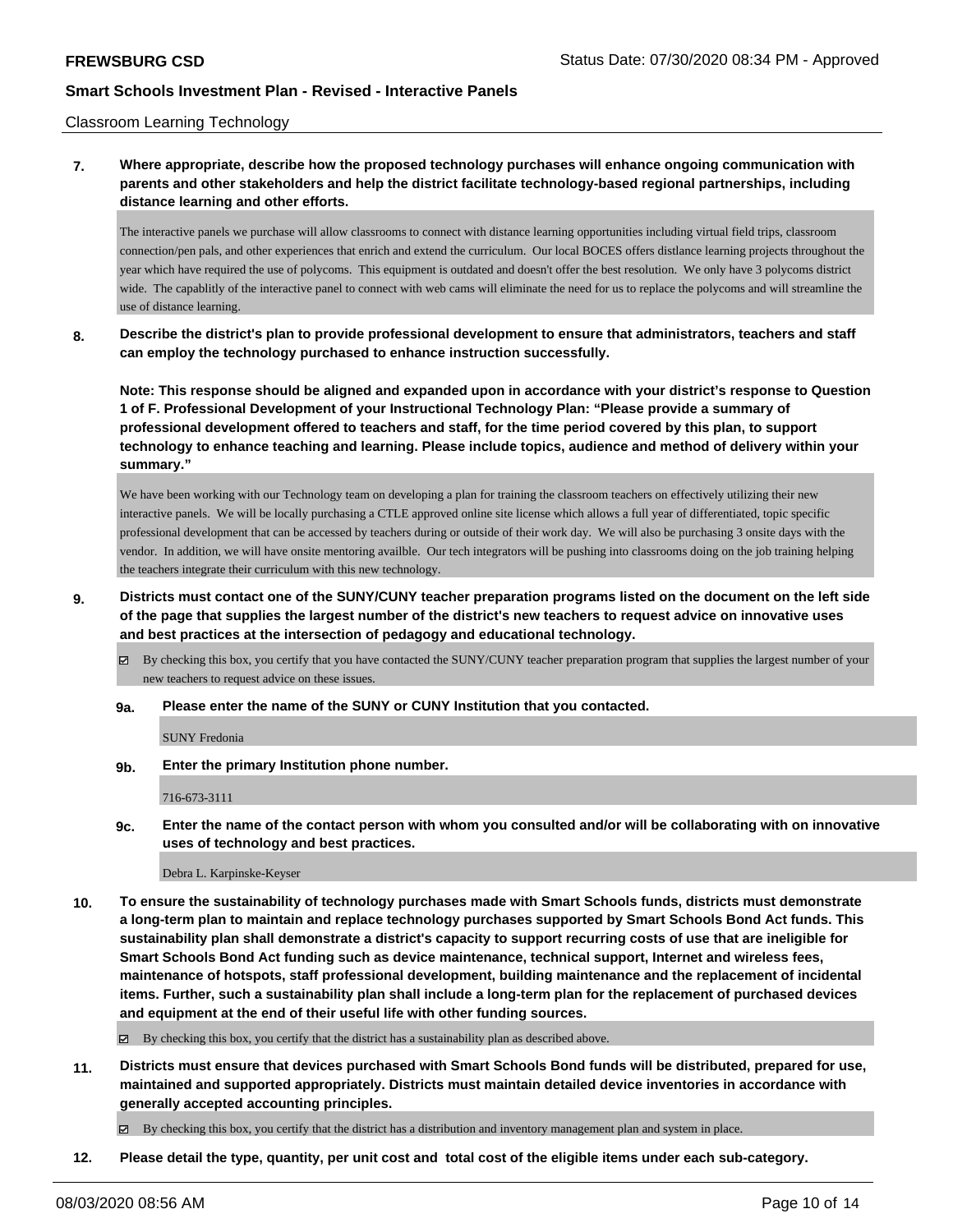Classroom Learning Technology

**7. Where appropriate, describe how the proposed technology purchases will enhance ongoing communication with parents and other stakeholders and help the district facilitate technology-based regional partnerships, including distance learning and other efforts.**

The interactive panels we purchase will allow classrooms to connect with distance learning opportunities including virtual field trips, classroom connection/pen pals, and other experiences that enrich and extend the curriculum. Our local BOCES offers distlance learning projects throughout the year which have required the use of polycoms. This equipment is outdated and doesn't offer the best resolution. We only have 3 polycoms district wide. The capablitly of the interactive panel to connect with web cams will eliminate the need for us to replace the polycoms and will streamline the use of distance learning.

**8. Describe the district's plan to provide professional development to ensure that administrators, teachers and staff can employ the technology purchased to enhance instruction successfully.**

**Note: This response should be aligned and expanded upon in accordance with your district's response to Question 1 of F. Professional Development of your Instructional Technology Plan: "Please provide a summary of professional development offered to teachers and staff, for the time period covered by this plan, to support technology to enhance teaching and learning. Please include topics, audience and method of delivery within your summary."**

We have been working with our Technology team on developing a plan for training the classroom teachers on effectively utilizing their new interactive panels. We will be locally purchasing a CTLE approved online site license which allows a full year of differentiated, topic specific professional development that can be accessed by teachers during or outside of their work day. We will also be purchasing 3 onsite days with the vendor. In addition, we will have onsite mentoring availble. Our tech integrators will be pushing into classrooms doing on the job training helping the teachers integrate their curriculum with this new technology.

**9. Districts must contact one of the SUNY/CUNY teacher preparation programs listed on the document on the left side of the page that supplies the largest number of the district's new teachers to request advice on innovative uses and best practices at the intersection of pedagogy and educational technology.**

☑ By checking this box, you certify that you have contacted the SUNY/CUNY teacher preparation program that supplies the largest number of your new teachers to request advice on these issues.

**9a. Please enter the name of the SUNY or CUNY Institution that you contacted.**

SUNY Fredonia

**9b. Enter the primary Institution phone number.**

716-673-3111

**9c. Enter the name of the contact person with whom you consulted and/or will be collaborating with on innovative uses of technology and best practices.**

Debra L. Karpinske-Keyser

**10. To ensure the sustainability of technology purchases made with Smart Schools funds, districts must demonstrate a long-term plan to maintain and replace technology purchases supported by Smart Schools Bond Act funds. This sustainability plan shall demonstrate a district's capacity to support recurring costs of use that are ineligible for Smart Schools Bond Act funding such as device maintenance, technical support, Internet and wireless fees, maintenance of hotspots, staff professional development, building maintenance and the replacement of incidental items. Further, such a sustainability plan shall include a long-term plan for the replacement of purchased devices and equipment at the end of their useful life with other funding sources.**

☑ By checking this box, you certify that the district has a sustainability plan as described above.

**11. Districts must ensure that devices purchased with Smart Schools Bond funds will be distributed, prepared for use, maintained and supported appropriately. Districts must maintain detailed device inventories in accordance with generally accepted accounting principles.**

☑ By checking this box, you certify that the district has a distribution and inventory management plan and system in place.

**12. Please detail the type, quantity, per unit cost and total cost of the eligible items under each sub-category.**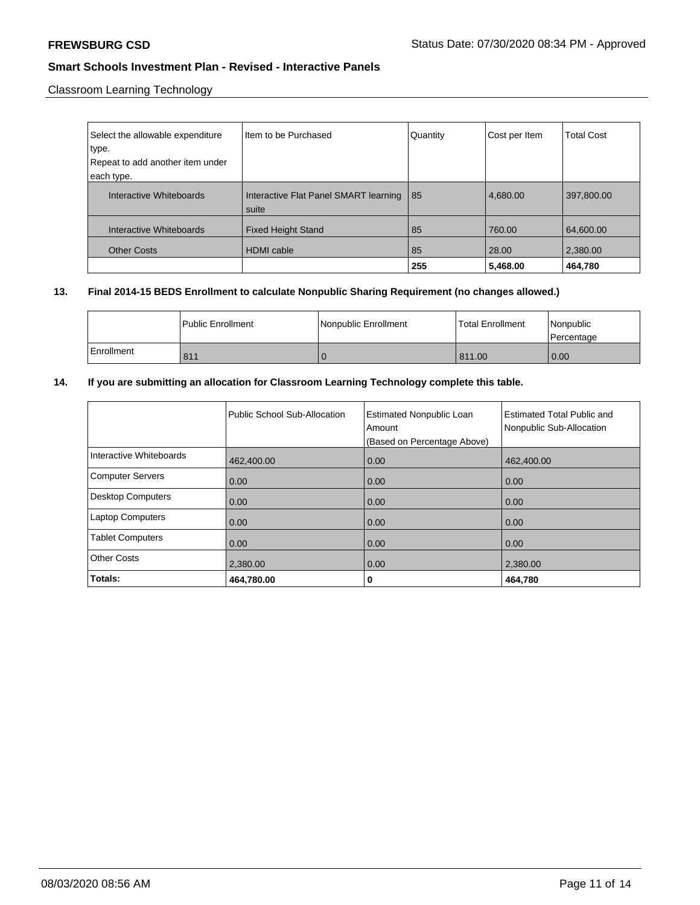Classroom Learning Technology

| Select the allowable expenditure type. Repeat to add another item under each type. | Item to be Purchased | Quantity | Cost per Item | Total Cost |
|---|---|---|---|---|
| Interactive Whiteboards | Interactive Flat Panel SMART learning suite | 85 | 4,680.00 | 397,800.00 |
| Interactive Whiteboards | Fixed Height Stand | 85 | 760.00 | 64,600.00 |
| Other Costs | HDMI cable | 85 | 28.00 | 2,380.00 |
| | | **255** | **5,468.00** | **464,780** |

**13. Final 2014-15 BEDS Enrollment to calculate Nonpublic Sharing Requirement (no changes allowed.)**

| | Public Enrollment | Nonpublic Enrollment | Total Enrollment | Nonpublic Percentage |
|---|---|---|---|---|
| Enrollment | 811 | 0 | 811.00 | 0.00 |

**14. If you are submitting an allocation for Classroom Learning Technology complete this table.**

| | Public School Sub-Allocation | Estimated Nonpublic Loan Amount (Based on Percentage Above) | Estimated Total Public and Nonpublic Sub-Allocation |
|---|---|---|---|
| Interactive Whiteboards | 462,400.00 | 0.00 | 462,400.00 |
| Computer Servers | 0.00 | 0.00 | 0.00 |
| Desktop Computers | 0.00 | 0.00 | 0.00 |
| Laptop Computers | 0.00 | 0.00 | 0.00 |
| Tablet Computers | 0.00 | 0.00 | 0.00 |
| Other Costs | 2,380.00 | 0.00 | 2,380.00 |
| **Totals:** | **464,780.00** | **0** | **464,780** |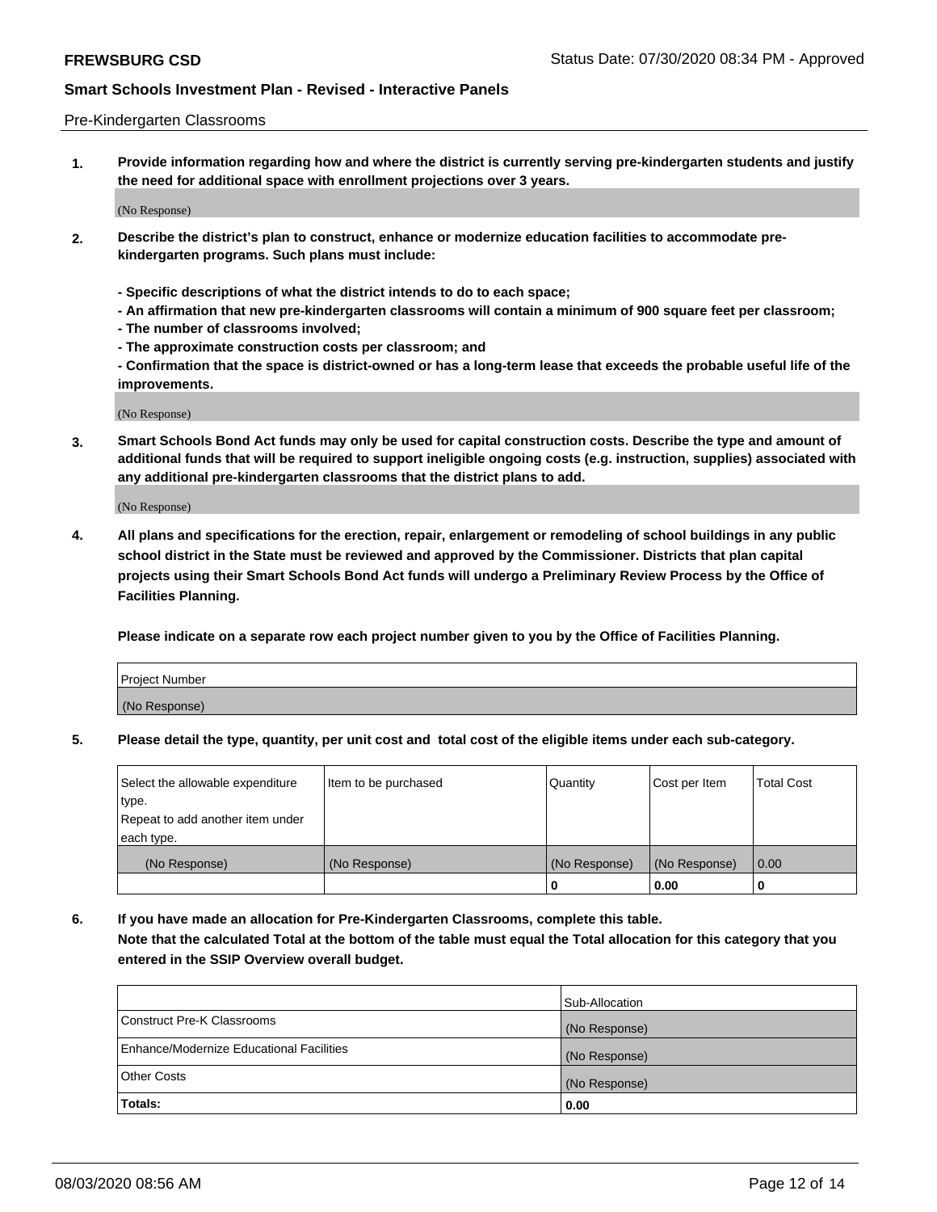Pre-Kindergarten Classrooms

**1. Provide information regarding how and where the district is currently serving pre-kindergarten students and justify the need for additional space with enrollment projections over 3 years.**

(No Response)

**2. Describe the district's plan to construct, enhance or modernize education facilities to accommodate pre-kindergarten programs. Such plans must include:**

**- Specific descriptions of what the district intends to do to each space;**
**- An affirmation that new pre-kindergarten classrooms will contain a minimum of 900 square feet per classroom;**
**- The number of classrooms involved;**
**- The approximate construction costs per classroom; and**
**- Confirmation that the space is district-owned or has a long-term lease that exceeds the probable useful life of the improvements.**

(No Response)

**3. Smart Schools Bond Act funds may only be used for capital construction costs. Describe the type and amount of additional funds that will be required to support ineligible ongoing costs (e.g. instruction, supplies) associated with any additional pre-kindergarten classrooms that the district plans to add.**

(No Response)

**4. All plans and specifications for the erection, repair, enlargement or remodeling of school buildings in any public school district in the State must be reviewed and approved by the Commissioner. Districts that plan capital projects using their Smart Schools Bond Act funds will undergo a Preliminary Review Process by the Office of Facilities Planning.**

**Please indicate on a separate row each project number given to you by the Office of Facilities Planning.**

| Project Number |
|---|
| (No Response) |

**5. Please detail the type, quantity, per unit cost and total cost of the eligible items under each sub-category.**

| Select the allowable expenditure type. Repeat to add another item under each type. | Item to be purchased | Quantity | Cost per Item | Total Cost |
|---|---|---|---|---|
| (No Response) | (No Response) | (No Response) | (No Response) | 0.00 |
| | | 0 | 0.00 | 0 |

**6. If you have made an allocation for Pre-Kindergarten Classrooms, complete this table. Note that the calculated Total at the bottom of the table must equal the Total allocation for this category that you entered in the SSIP Overview overall budget.**

| | Sub-Allocation |
|---|---|
| Construct Pre-K Classrooms | (No Response) |
| Enhance/Modernize Educational Facilities | (No Response) |
| Other Costs | (No Response) |
| **Totals:** | 0.00 |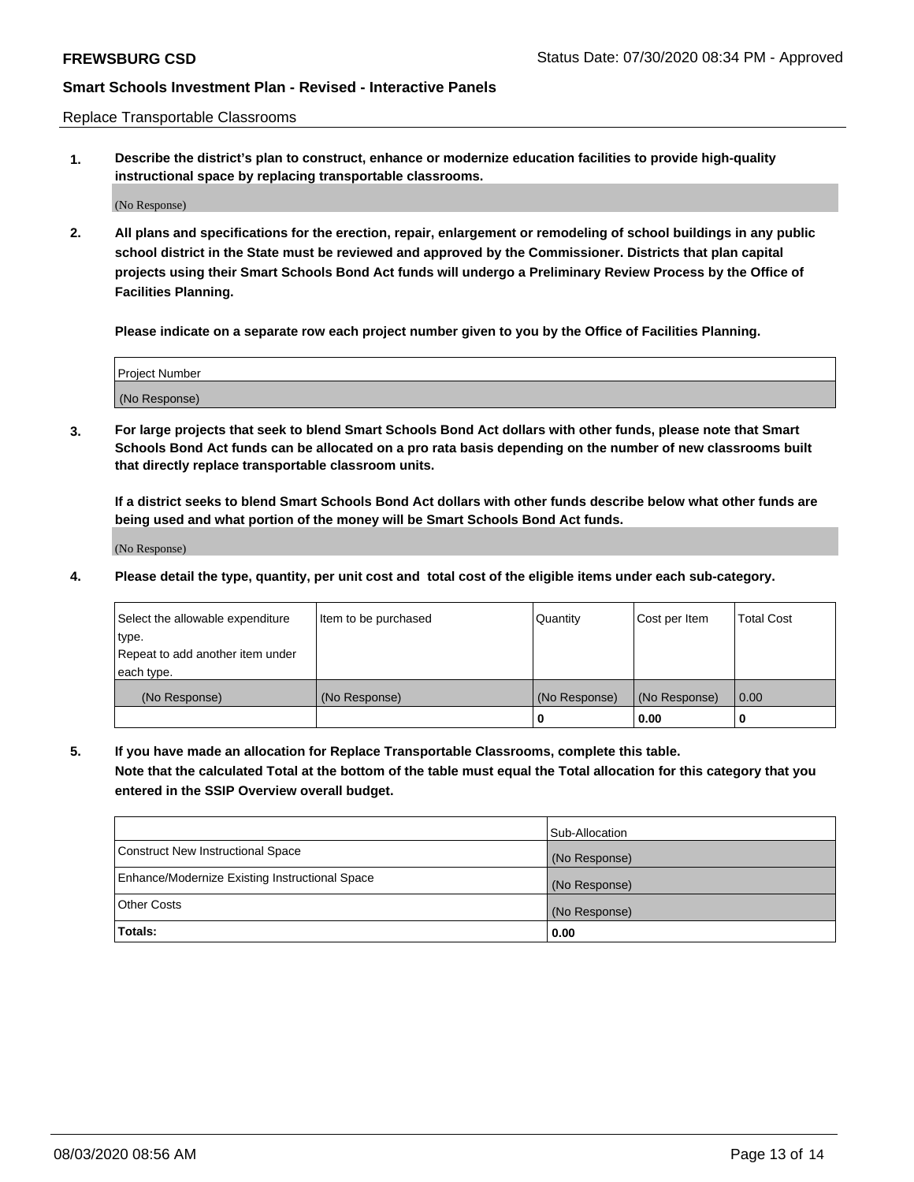Replace Transportable Classrooms

**1. Describe the district's plan to construct, enhance or modernize education facilities to provide high-quality instructional space by replacing transportable classrooms.**

(No Response)

**2. All plans and specifications for the erection, repair, enlargement or remodeling of school buildings in any public school district in the State must be reviewed and approved by the Commissioner. Districts that plan capital projects using their Smart Schools Bond Act funds will undergo a Preliminary Review Process by the Office of Facilities Planning.**

**Please indicate on a separate row each project number given to you by the Office of Facilities Planning.**

| Project Number |
|---|
| (No Response) |

**3. For large projects that seek to blend Smart Schools Bond Act dollars with other funds, please note that Smart Schools Bond Act funds can be allocated on a pro rata basis depending on the number of new classrooms built that directly replace transportable classroom units.**

**If a district seeks to blend Smart Schools Bond Act dollars with other funds describe below what other funds are being used and what portion of the money will be Smart Schools Bond Act funds.**

(No Response)

**4. Please detail the type, quantity, per unit cost and total cost of the eligible items under each sub-category.**

| Select the allowable expenditure type. Repeat to add another item under each type. | Item to be purchased | Quantity | Cost per Item | Total Cost |
|---|---|---|---|---|
| (No Response) | (No Response) | (No Response) | (No Response) | 0.00 |
| | | **0** | **0.00** | **0** |

**5. If you have made an allocation for Replace Transportable Classrooms, complete this table. Note that the calculated Total at the bottom of the table must equal the Total allocation for this category that you entered in the SSIP Overview overall budget.**

| | Sub-Allocation |
|---|---|
| Construct New Instructional Space | (No Response) |
| Enhance/Modernize Existing Instructional Space | (No Response) |
| Other Costs | (No Response) |
| **Totals:** | **0.00** |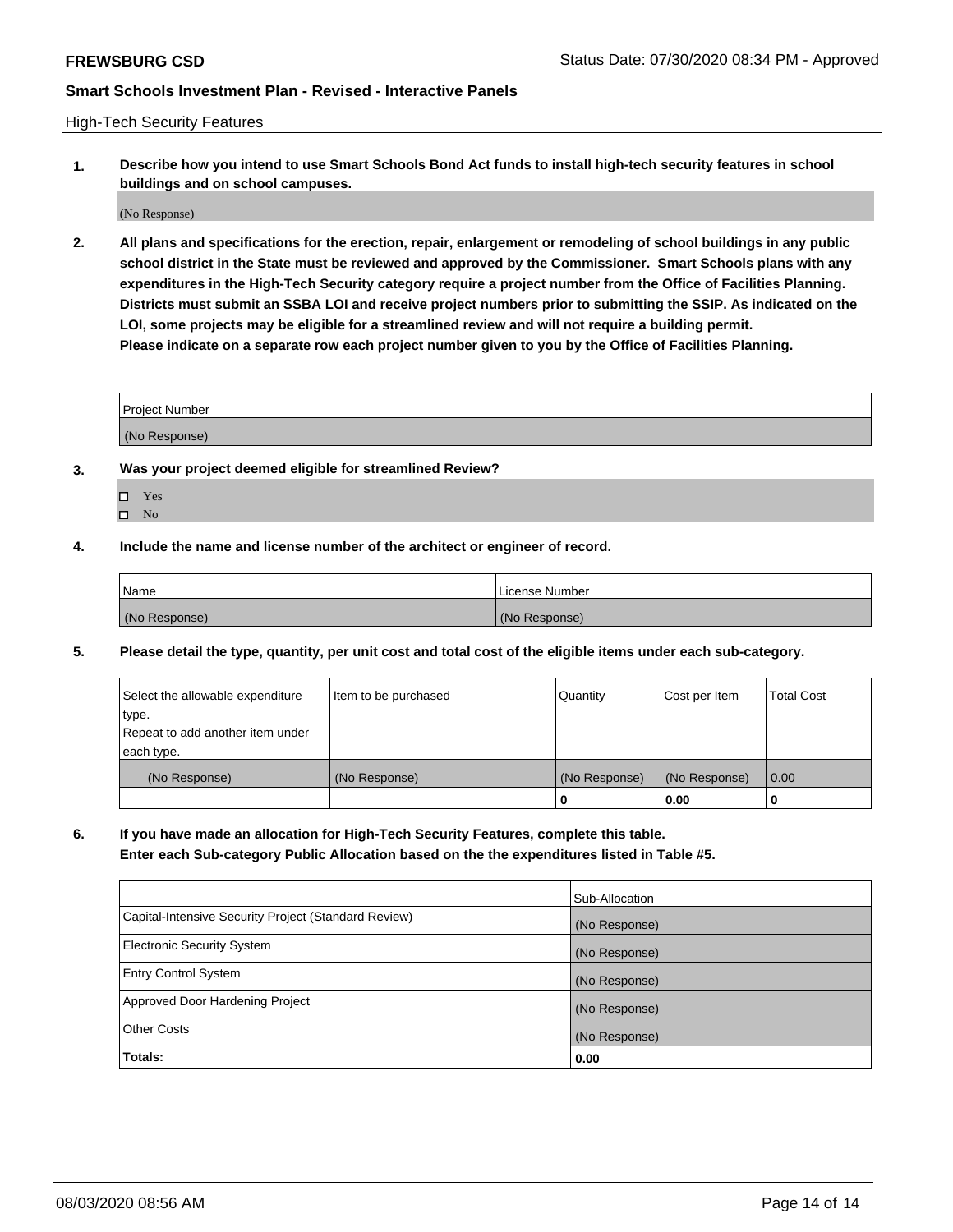High-Tech Security Features

**1. Describe how you intend to use Smart Schools Bond Act funds to install high-tech security features in school buildings and on school campuses.**

(No Response)

**2. All plans and specifications for the erection, repair, enlargement or remodeling of school buildings in any public school district in the State must be reviewed and approved by the Commissioner. Smart Schools plans with any expenditures in the High-Tech Security category require a project number from the Office of Facilities Planning. Districts must submit an SSBA LOI and receive project numbers prior to submitting the SSIP. As indicated on the LOI, some projects may be eligible for a streamlined review and will not require a building permit. Please indicate on a separate row each project number given to you by the Office of Facilities Planning.**

| Project Number |
| --- |
| (No Response) |

**3. Was your project deemed eligible for streamlined Review?**

- ☐ Yes
- ☐ No

**4. Include the name and license number of the architect or engineer of record.**

| Name | License Number |
| --- | --- |
| (No Response) | (No Response) |

**5. Please detail the type, quantity, per unit cost and total cost of the eligible items under each sub-category.**

| Select the allowable expenditure type. Repeat to add another item under each type. | Item to be purchased | Quantity | Cost per Item | Total Cost |
| --- | --- | --- | --- | --- |
| (No Response) | (No Response) | (No Response) | (No Response) | 0.00 |
| | | 0 | 0.00 | 0 |

**6. If you have made an allocation for High-Tech Security Features, complete this table. Enter each Sub-category Public Allocation based on the the expenditures listed in Table #5.**

| | Sub-Allocation |
| --- | --- |
| Capital-Intensive Security Project (Standard Review) | (No Response) |
| Electronic Security System | (No Response) |
| Entry Control System | (No Response) |
| Approved Door Hardening Project | (No Response) |
| Other Costs | (No Response) |
| **Totals:** | **0.00** |